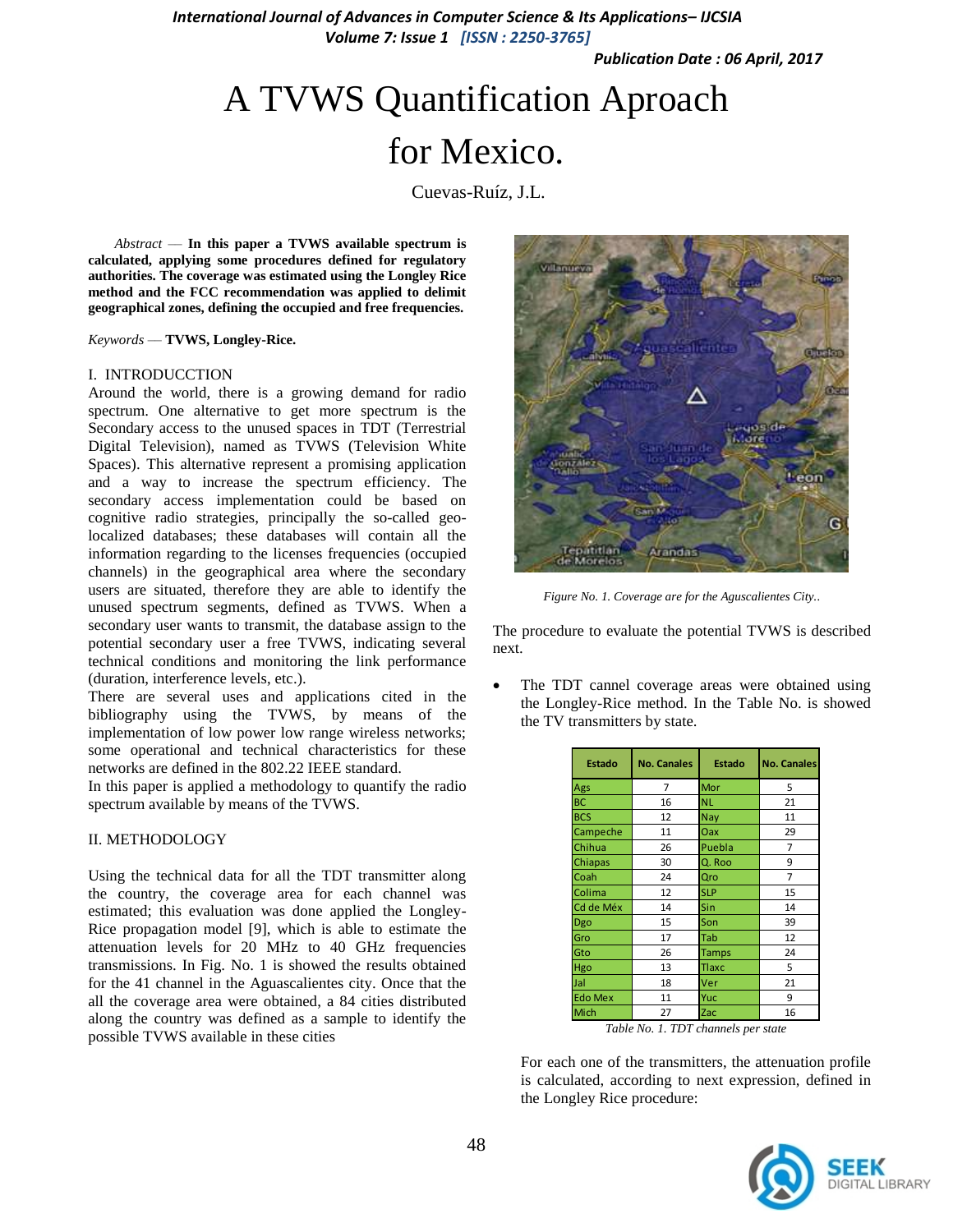# A TVWS Quantification Aproach for Mexico.

Cuevas-Ruíz, J.L.

*Abstract* — **In this paper a TVWS available spectrum is calculated, applying some procedures defined for regulatory authorities. The coverage was estimated using the Longley Rice method and the FCC recommendation was applied to delimit geographical zones, defining the occupied and free frequencies.**

*Keywords* — **TVWS, Longley-Rice.**

## I. INTRODUCCTION

Around the world, there is a growing demand for radio spectrum. One alternative to get more spectrum is the Secondary access to the unused spaces in TDT (Terrestrial Digital Television), named as TVWS (Television White Spaces). This alternative represent a promising application and a way to increase the spectrum efficiency. The secondary access implementation could be based on cognitive radio strategies, principally the so-called geo-localized databases; these databases will contain all the information regarding to the licenses frequencies (occupied channels) in the geographical area where the secondary users are situated, therefore they are able to identify the unused spectrum segments, defined as TVWS. When a secondary user wants to transmit, the database assign to the potential secondary user a free TVWS, indicating several technical conditions and monitoring the link performance (duration, interference levels, etc.).

There are several uses and applications cited in the bibliography using the TVWS, by means of the implementation of low power low range wireless networks; some operational and technical characteristics for these networks are defined in the 802.22 IEEE standard.

In this paper is applied a methodology to quantify the radio spectrum available by means of the TVWS.

## II. METHODOLOGY

Using the technical data for all the TDT transmitter along the country, the coverage area for each channel was estimated; this evaluation was done applied the Longley-Rice propagation model [9], which is able to estimate the attenuation levels for 20 MHz to 40 GHz frequencies transmissions. In Fig. No. 1 is showed the results obtained for the 41 channel in the Aguascalientes city. Once that the all the coverage area were obtained, a 84 cities distributed along the country was defined as a sample to identify the possible TVWS available in these cities

Figure No. 1. Coverage are for the Aguascalientes City..

The procedure to evaluate the potential TVWS is described next.

- The TDT cannel coverage areas were obtained using the Longley-Rice method. In the Table No. is showed the TV transmitters by state.

| Estado | No. Canales | Estado | No. Canales |
|---|---|---|---|
| Ags | 7 | Mor | 5 |
| BC | 16 | NL | 21 |
| BCS | 12 | Nay | 11 |
| Campeche | 11 | Oax | 29 |
| Chihua | 26 | Puebla | 7 |
| Chiapas | 30 | Q. Roo | 9 |
| Coah | 24 | Qro | 7 |
| Colima | 12 | SLP | 15 |
| Cd de Méx | 14 | Sin | 14 |
| Dgo | 15 | Son | 39 |
| Gro | 17 | Tab | 12 |
| Gto | 26 | Tamps | 24 |
| Hgo | 13 | Tlaxc | 5 |
| Jal | 18 | Ver | 21 |
| Edo Mex | 11 | Yuc | 9 |
| Mich | 27 | Zac | 16 |

Table No. 1. TDT channels per state

For each one of the transmitters, the attenuation profile is calculated, according to next expression, defined in the Longley Rice procedure: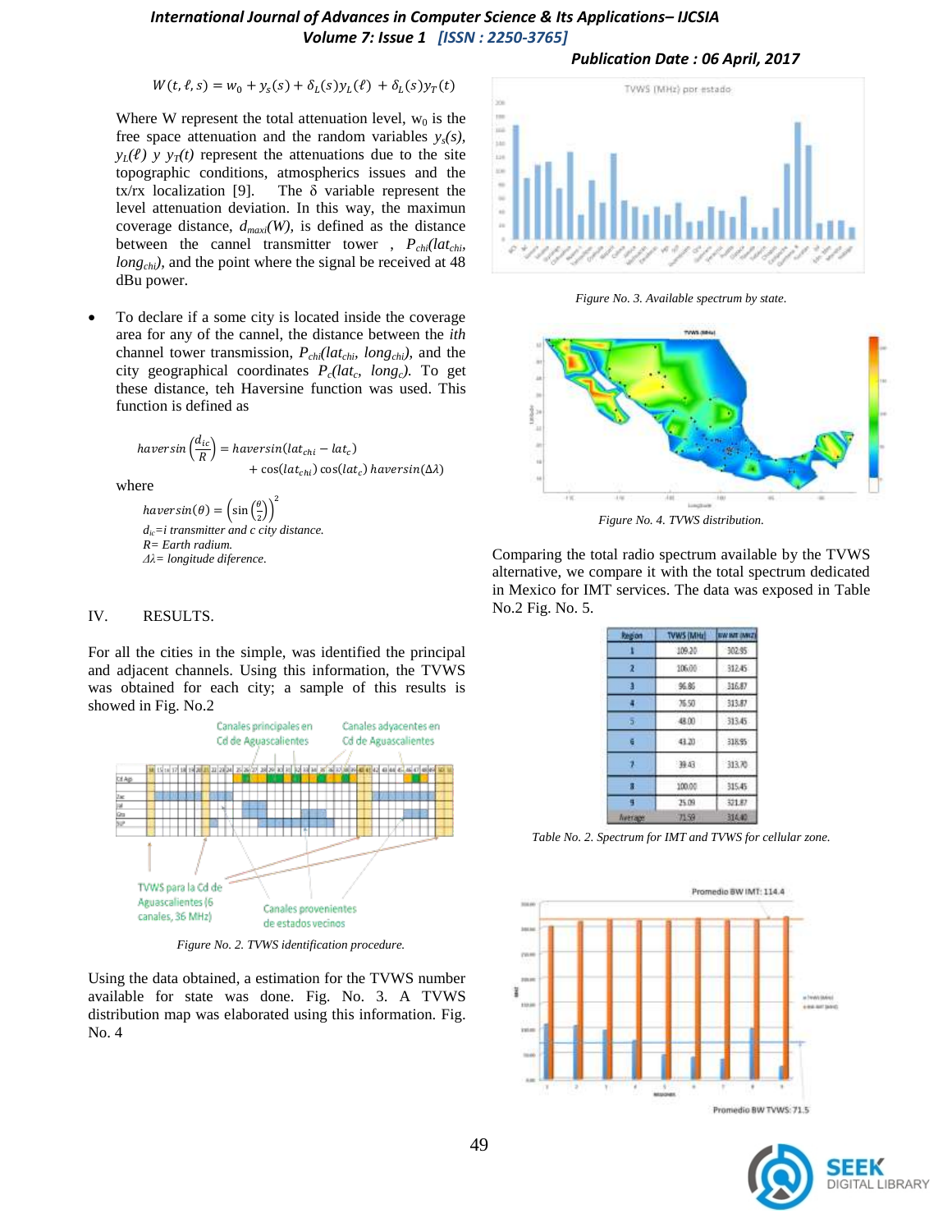$$W(t, \ell, s) = w_0 + y_s(s) + \delta_L(s) y_L(\ell) + \delta_L(s) y_T(t)$$

Where W represent the total attenuation level, $w_0$ is the free space attenuation and the random variables $y_s(s)$, $y_L(\ell)$ y $y_T(t)$ represent the attenuations due to the site topographic conditions, atmospherics issues and the tx/rx localization [9]. The $\delta$ variable represent the level attenuation deviation. In this way, the maximun coverage distance, $d_{maxi}(W)$, is defined as the distance between the cannel transmitter tower , $P_{chi}(lat_{chi}, long_{chi})$, and the point where the signal be received at 48 dBu power.

- To declare if a some city is located inside the coverage area for any of the cannel, the distance between the *ith* channel tower transmission, $P_{chi}(lat_{chi}, long_{chi})$, and the city geographical coordinates $P_c(lat_c, long_c)$. To get these distance, teh Haversine function was used. This function is defined as

$$haversin\left(\frac{d_{ic}}{R}\right) = haversin(lat_{chi} - lat_c) + \cos(lat_{chi})\cos(lat_c)\, haversin(\Delta\lambda)$$

where

$$haversin(\theta) = \left(\sin\left(\frac{\theta}{2}\right)\right)^2$$

*$d_{ic}$=i transmitter and c city distance.*
*R= Earth radium.*
*$\Delta\lambda$= longitude diference.*

## IV. RESULTS.

For all the cities in the simple, was identified the principal and adjacent channels. Using this information, the TVWS was obtained for each city; a sample of this results is showed in Fig. No.2

Figure No. 2. TVWS identification procedure.

Using the data obtained, a estimation for the TVWS number available for state was done. Fig. No. 3. A TVWS distribution map was elaborated using this information. Fig. No. 4

Figure No. 3. Available spectrum by state.

Figure No. 4. TVWS distribution.

Comparing the total radio spectrum available by the TVWS alternative, we compare it with the total spectrum dedicated in Mexico for IMT services. The data was exposed in Table No.2 Fig. No. 5.

| Region | TVWS [MHz] | BW IMT [MHz] |
|---|---|---|
| 1 | 109.20 | 302.95 |
| 2 | 106.00 | 312.45 |
| 3 | 96.86 | 316.87 |
| 4 | 76.50 | 313.87 |
| 5 | 48.00 | 313.45 |
| 6 | 43.20 | 318.95 |
| 7 | 39.43 | 313.70 |
| 8 | 100.00 | 315.45 |
| 9 | 25.09 | 321.87 |
| Average | 71.59 | 314.40 |

Table No. 2. Spectrum for IMT and TVWS for cellular zone.

Promedio BW IMT: 114.4

Promedio BW TVWS: 71.5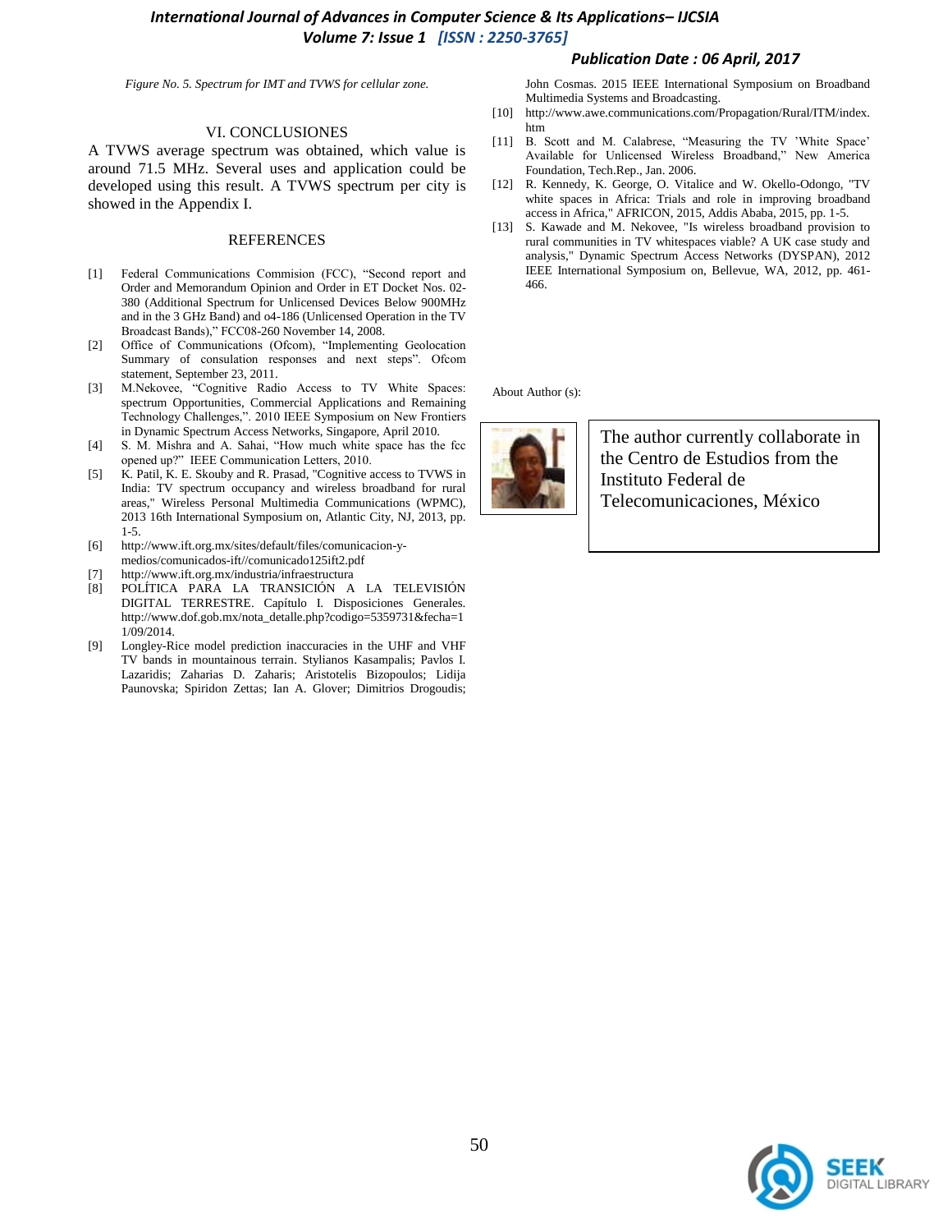*Figure No. 5. Spectrum for IMT and TVWS for cellular zone.*

## VI. CONCLUSIONES

A TVWS average spectrum was obtained, which value is around 71.5 MHz. Several uses and application could be developed using this result. A TVWS spectrum per city is showed in the Appendix I.

## REFERENCES

[1] Federal Communications Commision (FCC), "Second report and Order and Memorandum Opinion and Order in ET Docket Nos. 02-380 (Additional Spectrum for Unlicensed Devices Below 900MHz and in the 3 GHz Band) and o4-186 (Unlicensed Operation in the TV Broadcast Bands)," FCC08-260 November 14, 2008.

[2] Office of Communications (Ofcom), "Implementing Geolocation Summary of consulation responses and next steps". Ofcom statement, September 23, 2011.

[3] M.Nekovee, "Cognitive Radio Access to TV White Spaces: spectrum Opportunities, Commercial Applications and Remaining Technology Challenges,". 2010 IEEE Symposium on New Frontiers in Dynamic Spectrum Access Networks, Singapore, April 2010.

[4] S. M. Mishra and A. Sahai, "How much white space has the fcc opened up?" IEEE Communication Letters, 2010.

[5] K. Patil, K. E. Skouby and R. Prasad, "Cognitive access to TVWS in India: TV spectrum occupancy and wireless broadband for rural areas," Wireless Personal Multimedia Communications (WPMC), 2013 16th International Symposium on, Atlantic City, NJ, 2013, pp. 1-5.

[6] http://www.ift.org.mx/sites/default/files/comunicacion-y-medios/comunicados-ift//comunicado125ift2.pdf

[7] http://www.ift.org.mx/industria/infraestructura

[8] POLÍTICA PARA LA TRANSICIÓN A LA TELEVISIÓN DIGITAL TERRESTRE. Capítulo I. Disposiciones Generales. http://www.dof.gob.mx/nota_detalle.php?codigo=5359731&fecha=11/09/2014.

[9] Longley-Rice model prediction inaccuracies in the UHF and VHF TV bands in mountainous terrain. Stylianos Kasampalis; Pavlos I. Lazaridis; Zaharias D. Zaharis; Aristotelis Bizopoulos; Lidija Paunovska; Spiridon Zettas; Ian A. Glover; Dimitrios Drogoudis; John Cosmas. 2015 IEEE International Symposium on Broadband Multimedia Systems and Broadcasting.

[10] http://www.awe.communications.com/Propagation/Rural/ITM/index.htm

[11] B. Scott and M. Calabrese, "Measuring the TV 'White Space' Available for Unlicensed Wireless Broadband," New America Foundation, Tech.Rep., Jan. 2006.

[12] R. Kennedy, K. George, O. Vitalice and W. Okello-Odongo, "TV white spaces in Africa: Trials and role in improving broadband access in Africa," AFRICON, 2015, Addis Ababa, 2015, pp. 1-5.

[13] S. Kawade and M. Nekovee, "Is wireless broadband provision to rural communities in TV whitespaces viable? A UK case study and analysis," Dynamic Spectrum Access Networks (DYSPAN), 2012 IEEE International Symposium on, Bellevue, WA, 2012, pp. 461-466.

About Author (s):

The author currently collaborate in the Centro de Estudios from the Instituto Federal de Telecomunicaciones, México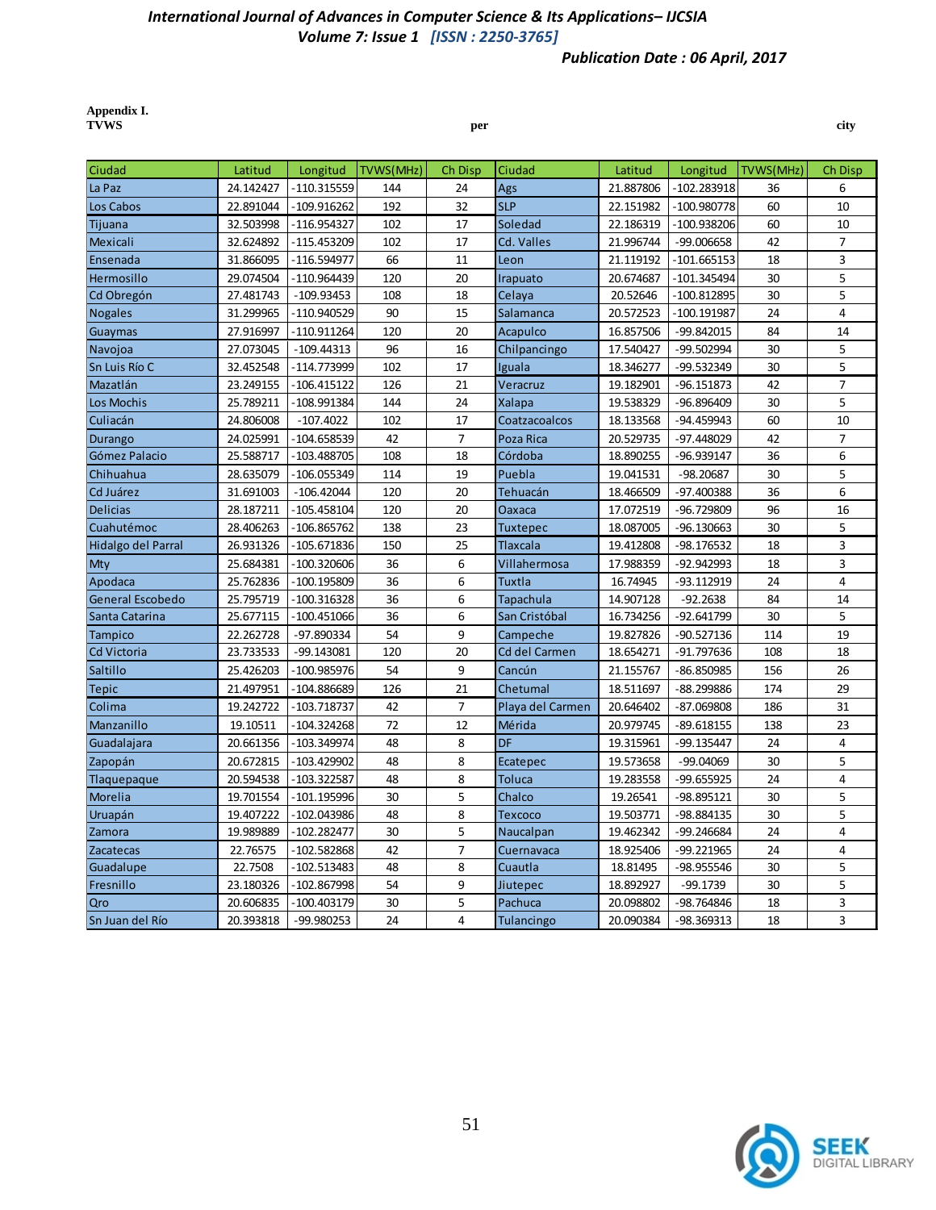**Appendix I.**
**TVWS per city**

| Ciudad | Latitud | Longitud | TVWS(MHz) | Ch Disp | Ciudad | Latitud | Longitud | TVWS(MHz) | Ch Disp |
|---|---|---|---|---|---|---|---|---|---|
| La Paz | 24.142427 | -110.315559 | 144 | 24 | Ags | 21.887806 | -102.283918 | 36 | 6 |
| Los Cabos | 22.891044 | -109.916262 | 192 | 32 | SLP | 22.151982 | -100.980778 | 60 | 10 |
| Tijuana | 32.503998 | -116.954327 | 102 | 17 | Soledad | 22.186319 | -100.938206 | 60 | 10 |
| Mexicali | 32.624892 | -115.453209 | 102 | 17 | Cd. Valles | 21.996744 | -99.006658 | 42 | 7 |
| Ensenada | 31.866095 | -116.594977 | 66 | 11 | Leon | 21.119192 | -101.665153 | 18 | 3 |
| Hermosillo | 29.074504 | -110.964439 | 120 | 20 | Irapuato | 20.674687 | -101.345494 | 30 | 5 |
| Cd Obregón | 27.481743 | -109.93453 | 108 | 18 | Celaya | 20.52646 | -100.812895 | 30 | 5 |
| Nogales | 31.299965 | -110.940529 | 90 | 15 | Salamanca | 20.572523 | -100.191987 | 24 | 4 |
| Guaymas | 27.916997 | -110.911264 | 120 | 20 | Acapulco | 16.857506 | -99.842015 | 84 | 14 |
| Navojoa | 27.073045 | -109.44313 | 96 | 16 | Chilpancingo | 17.540427 | -99.502994 | 30 | 5 |
| Sn Luis Río C | 32.452548 | -114.773999 | 102 | 17 | Iguala | 18.346277 | -99.532349 | 30 | 5 |
| Mazatlán | 23.249155 | -106.415122 | 126 | 21 | Veracruz | 19.182901 | -96.151873 | 42 | 7 |
| Los Mochis | 25.789211 | -108.991384 | 144 | 24 | Xalapa | 19.538329 | -96.896409 | 30 | 5 |
| Culiacán | 24.806008 | -107.4022 | 102 | 17 | Coatzacoalcos | 18.133568 | -94.459943 | 60 | 10 |
| Durango | 24.025991 | -104.658539 | 42 | 7 | Poza Rica | 20.529735 | -97.448029 | 42 | 7 |
| Gómez Palacio | 25.588717 | -103.488705 | 108 | 18 | Córdoba | 18.890255 | -96.939147 | 36 | 6 |
| Chihuahua | 28.635079 | -106.055349 | 114 | 19 | Puebla | 19.041531 | -98.20687 | 30 | 5 |
| Cd Juárez | 31.691003 | -106.42044 | 120 | 20 | Tehuacán | 18.466509 | -97.400388 | 36 | 6 |
| Delicias | 28.187211 | -105.458104 | 120 | 20 | Oaxaca | 17.072519 | -96.729809 | 96 | 16 |
| Cuahutémoc | 28.406263 | -106.865762 | 138 | 23 | Tuxtepec | 18.087005 | -96.130663 | 30 | 5 |
| Hidalgo del Parral | 26.931326 | -105.671836 | 150 | 25 | Tlaxcala | 19.412808 | -98.176532 | 18 | 3 |
| Mty | 25.684381 | -100.320606 | 36 | 6 | Villahermosa | 17.988359 | -92.942993 | 18 | 3 |
| Apodaca | 25.762836 | -100.195809 | 36 | 6 | Tuxtla | 16.74945 | -93.112919 | 24 | 4 |
| General Escobedo | 25.795719 | -100.316328 | 36 | 6 | Tapachula | 14.907128 | -92.2638 | 84 | 14 |
| Santa Catarina | 25.677115 | -100.451066 | 36 | 6 | San Cristóbal | 16.734256 | -92.641799 | 30 | 5 |
| Tampico | 22.262728 | -97.890334 | 54 | 9 | Campeche | 19.827826 | -90.527136 | 114 | 19 |
| Cd Victoria | 23.733533 | -99.143081 | 120 | 20 | Cd del Carmen | 18.654271 | -91.797636 | 108 | 18 |
| Saltillo | 25.426203 | -100.985976 | 54 | 9 | Cancún | 21.155767 | -86.850985 | 156 | 26 |
| Tepic | 21.497951 | -104.886689 | 126 | 21 | Chetumal | 18.511697 | -88.299886 | 174 | 29 |
| Colima | 19.242722 | -103.718737 | 42 | 7 | Playa del Carmen | 20.646402 | -87.069808 | 186 | 31 |
| Manzanillo | 19.10511 | -104.324268 | 72 | 12 | Mérida | 20.979745 | -89.618155 | 138 | 23 |
| Guadalajara | 20.661356 | -103.349974 | 48 | 8 | DF | 19.315961 | -99.135447 | 24 | 4 |
| Zapopán | 20.672815 | -103.429902 | 48 | 8 | Ecatepec | 19.573658 | -99.04069 | 30 | 5 |
| Tlaquepaque | 20.594538 | -103.322587 | 48 | 8 | Toluca | 19.283558 | -99.655925 | 24 | 4 |
| Morelia | 19.701554 | -101.195996 | 30 | 5 | Chalco | 19.26541 | -98.895121 | 30 | 5 |
| Uruapán | 19.407222 | -102.043986 | 48 | 8 | Texcoco | 19.503771 | -98.884135 | 30 | 5 |
| Zamora | 19.989889 | -102.282477 | 30 | 5 | Naucalpan | 19.462342 | -99.246684 | 24 | 4 |
| Zacatecas | 22.76575 | -102.582868 | 42 | 7 | Cuernavaca | 18.925406 | -99.221965 | 24 | 4 |
| Guadalupe | 22.7508 | -102.513483 | 48 | 8 | Cuautla | 18.81495 | -98.955546 | 30 | 5 |
| Fresnillo | 23.180326 | -102.867998 | 54 | 9 | Jiutepec | 18.892927 | -99.1739 | 30 | 5 |
| Qro | 20.606835 | -100.403179 | 30 | 5 | Pachuca | 20.098802 | -98.764846 | 18 | 3 |
| Sn Juan del Río | 20.393818 | -99.980253 | 24 | 4 | Tulancingo | 20.090384 | -98.369313 | 18 | 3 |